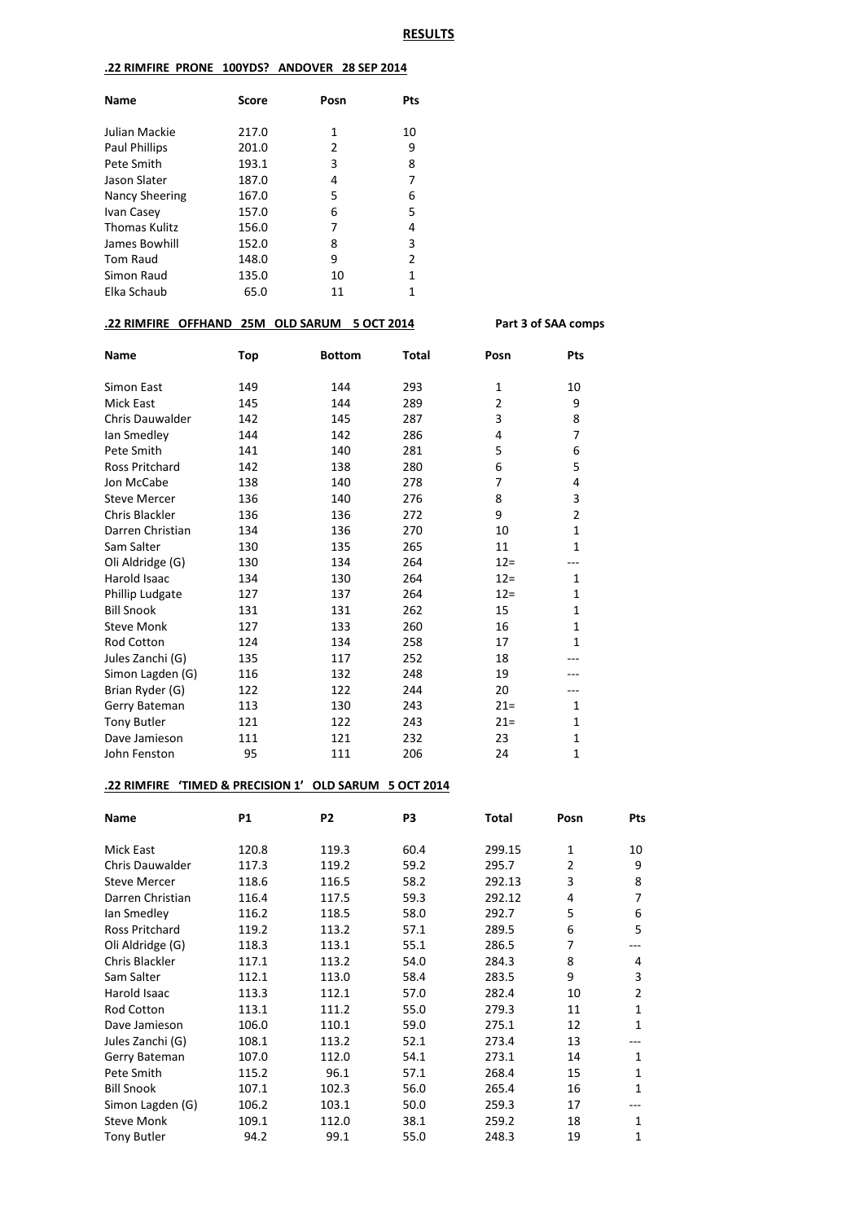## RESULTS

### .22 RIMFIRE PRONE 100YDS? ANDOVER 28 SEP 2014

| Name | Score | Posn | Pts |
|---|---|---|---|
| Julian Mackie | 217.0 | 1 | 10 |
| Paul Phillips | 201.0 | 2 | 9 |
| Pete Smith | 193.1 | 3 | 8 |
| Jason Slater | 187.0 | 4 | 7 |
| Nancy Sheering | 167.0 | 5 | 6 |
| Ivan Casey | 157.0 | 6 | 5 |
| Thomas Kulitz | 156.0 | 7 | 4 |
| James Bowhill | 152.0 | 8 | 3 |
| Tom Raud | 148.0 | 9 | 2 |
| Simon Raud | 135.0 | 10 | 1 |
| Elka Schaub | 65.0 | 11 | 1 |

### .22 RIMFIRE OFFHAND 25M OLD SARUM 5 OCT 2014

Part 3 of SAA comps

| Name | Top | Bottom | Total | Posn | Pts |
|---|---|---|---|---|---|
| Simon East | 149 | 144 | 293 | 1 | 10 |
| Mick East | 145 | 144 | 289 | 2 | 9 |
| Chris Dauwalder | 142 | 145 | 287 | 3 | 8 |
| Ian Smedley | 144 | 142 | 286 | 4 | 7 |
| Pete Smith | 141 | 140 | 281 | 5 | 6 |
| Ross Pritchard | 142 | 138 | 280 | 6 | 5 |
| Jon McCabe | 138 | 140 | 278 | 7 | 4 |
| Steve Mercer | 136 | 140 | 276 | 8 | 3 |
| Chris Blackler | 136 | 136 | 272 | 9 | 2 |
| Darren Christian | 134 | 136 | 270 | 10 | 1 |
| Sam Salter | 130 | 135 | 265 | 11 | 1 |
| Oli Aldridge (G) | 130 | 134 | 264 | 12= | --- |
| Harold Isaac | 134 | 130 | 264 | 12= | 1 |
| Phillip Ludgate | 127 | 137 | 264 | 12= | 1 |
| Bill Snook | 131 | 131 | 262 | 15 | 1 |
| Steve Monk | 127 | 133 | 260 | 16 | 1 |
| Rod Cotton | 124 | 134 | 258 | 17 | 1 |
| Jules Zanchi (G) | 135 | 117 | 252 | 18 | --- |
| Simon Lagden (G) | 116 | 132 | 248 | 19 | --- |
| Brian Ryder (G) | 122 | 122 | 244 | 20 | --- |
| Gerry Bateman | 113 | 130 | 243 | 21= | 1 |
| Tony Butler | 121 | 122 | 243 | 21= | 1 |
| Dave Jamieson | 111 | 121 | 232 | 23 | 1 |
| John Fenston | 95 | 111 | 206 | 24 | 1 |

### .22 RIMFIRE 'TIMED & PRECISION 1' OLD SARUM 5 OCT 2014

| Name | P1 | P2 | P3 | Total | Posn | Pts |
|---|---|---|---|---|---|---|
| Mick East | 120.8 | 119.3 | 60.4 | 299.15 | 1 | 10 |
| Chris Dauwalder | 117.3 | 119.2 | 59.2 | 295.7 | 2 | 9 |
| Steve Mercer | 118.6 | 116.5 | 58.2 | 292.13 | 3 | 8 |
| Darren Christian | 116.4 | 117.5 | 59.3 | 292.12 | 4 | 7 |
| Ian Smedley | 116.2 | 118.5 | 58.0 | 292.7 | 5 | 6 |
| Ross Pritchard | 119.2 | 113.2 | 57.1 | 289.5 | 6 | 5 |
| Oli Aldridge (G) | 118.3 | 113.1 | 55.1 | 286.5 | 7 | --- |
| Chris Blackler | 117.1 | 113.2 | 54.0 | 284.3 | 8 | 4 |
| Sam Salter | 112.1 | 113.0 | 58.4 | 283.5 | 9 | 3 |
| Harold Isaac | 113.3 | 112.1 | 57.0 | 282.4 | 10 | 2 |
| Rod Cotton | 113.1 | 111.2 | 55.0 | 279.3 | 11 | 1 |
| Dave Jamieson | 106.0 | 110.1 | 59.0 | 275.1 | 12 | 1 |
| Jules Zanchi (G) | 108.1 | 113.2 | 52.1 | 273.4 | 13 | --- |
| Gerry Bateman | 107.0 | 112.0 | 54.1 | 273.1 | 14 | 1 |
| Pete Smith | 115.2 | 96.1 | 57.1 | 268.4 | 15 | 1 |
| Bill Snook | 107.1 | 102.3 | 56.0 | 265.4 | 16 | 1 |
| Simon Lagden (G) | 106.2 | 103.1 | 50.0 | 259.3 | 17 | --- |
| Steve Monk | 109.1 | 112.0 | 38.1 | 259.2 | 18 | 1 |
| Tony Butler | 94.2 | 99.1 | 55.0 | 248.3 | 19 | 1 |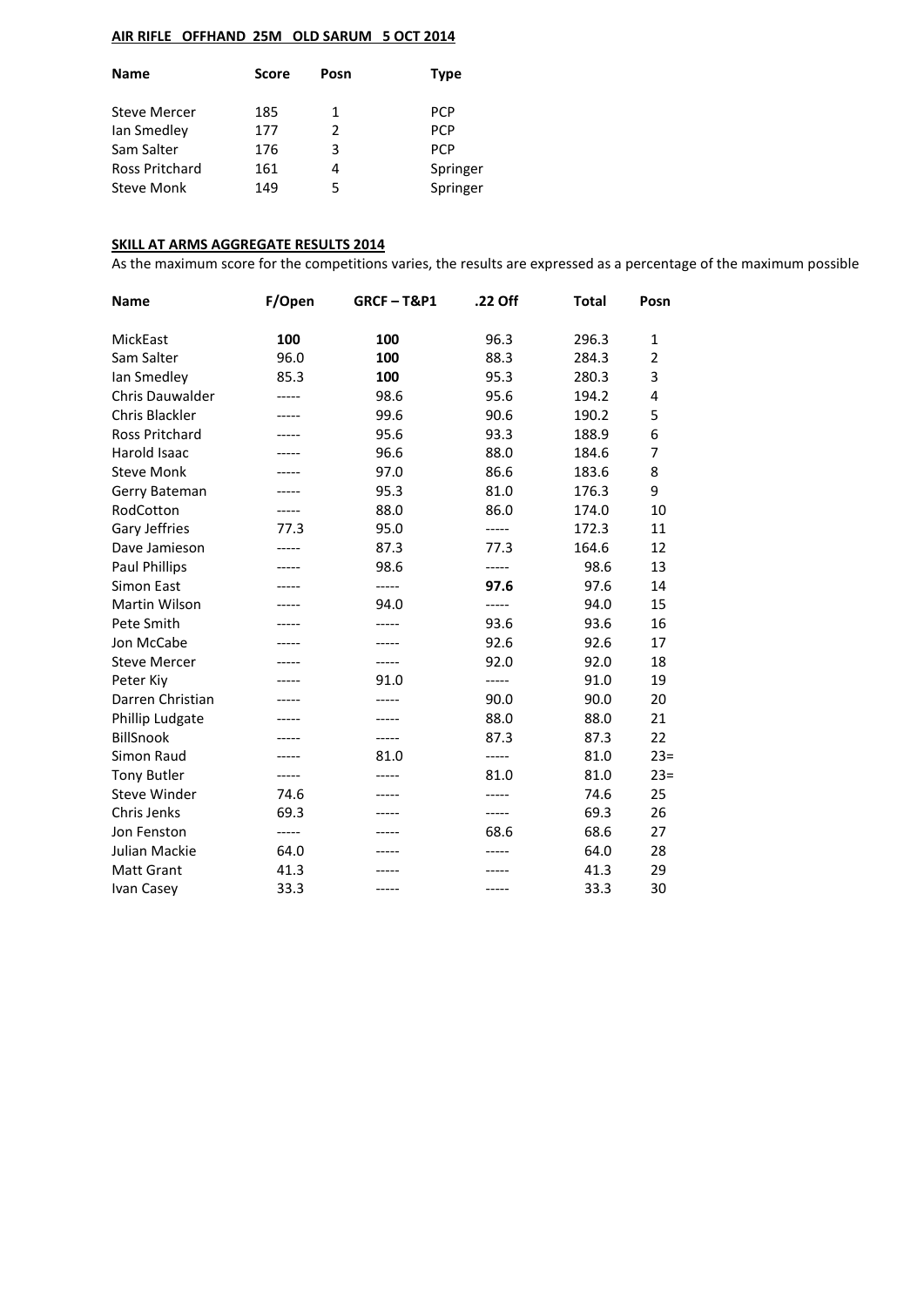**AIR RIFLE OFFHAND 25M OLD SARUM 5 OCT 2014**

| Name | Score | Posn | Type |
|---|---|---|---|
| Steve Mercer | 185 | 1 | PCP |
| Ian Smedley | 177 | 2 | PCP |
| Sam Salter | 176 | 3 | PCP |
| Ross Pritchard | 161 | 4 | Springer |
| Steve Monk | 149 | 5 | Springer |

**SKILL AT ARMS AGGREGATE RESULTS 2014**

As the maximum score for the competitions varies, the results are expressed as a percentage of the maximum possible

| Name | F/Open | GRCF – T&P1 | .22 Off | Total | Posn |
|---|---|---|---|---|---|
| MickEast | **100** | **100** | 96.3 | 296.3 | 1 |
| Sam Salter | 96.0 | **100** | 88.3 | 284.3 | 2 |
| Ian Smedley | 85.3 | **100** | 95.3 | 280.3 | 3 |
| Chris Dauwalder | ----- | 98.6 | 95.6 | 194.2 | 4 |
| Chris Blackler | ----- | 99.6 | 90.6 | 190.2 | 5 |
| Ross Pritchard | ----- | 95.6 | 93.3 | 188.9 | 6 |
| Harold Isaac | ----- | 96.6 | 88.0 | 184.6 | 7 |
| Steve Monk | ----- | 97.0 | 86.6 | 183.6 | 8 |
| Gerry Bateman | ----- | 95.3 | 81.0 | 176.3 | 9 |
| RodCotton | ----- | 88.0 | 86.0 | 174.0 | 10 |
| Gary Jeffries | 77.3 | 95.0 | ----- | 172.3 | 11 |
| Dave Jamieson | ----- | 87.3 | 77.3 | 164.6 | 12 |
| Paul Phillips | ----- | 98.6 | ----- | 98.6 | 13 |
| Simon East | ----- | ----- | **97.6** | 97.6 | 14 |
| Martin Wilson | ----- | 94.0 | ----- | 94.0 | 15 |
| Pete Smith | ----- | ----- | 93.6 | 93.6 | 16 |
| Jon McCabe | ----- | ----- | 92.6 | 92.6 | 17 |
| Steve Mercer | ----- | ----- | 92.0 | 92.0 | 18 |
| Peter Kiy | ----- | 91.0 | ----- | 91.0 | 19 |
| Darren Christian | ----- | ----- | 90.0 | 90.0 | 20 |
| Phillip Ludgate | ----- | ----- | 88.0 | 88.0 | 21 |
| BillSnook | ----- | ----- | 87.3 | 87.3 | 22 |
| Simon Raud | ----- | 81.0 | ----- | 81.0 | 23= |
| Tony Butler | ----- | ----- | 81.0 | 81.0 | 23= |
| Steve Winder | 74.6 | ----- | ----- | 74.6 | 25 |
| Chris Jenks | 69.3 | ----- | ----- | 69.3 | 26 |
| Jon Fenston | ----- | ----- | 68.6 | 68.6 | 27 |
| Julian Mackie | 64.0 | ----- | ----- | 64.0 | 28 |
| Matt Grant | 41.3 | ----- | ----- | 41.3 | 29 |
| Ivan Casey | 33.3 | ----- | ----- | 33.3 | 30 |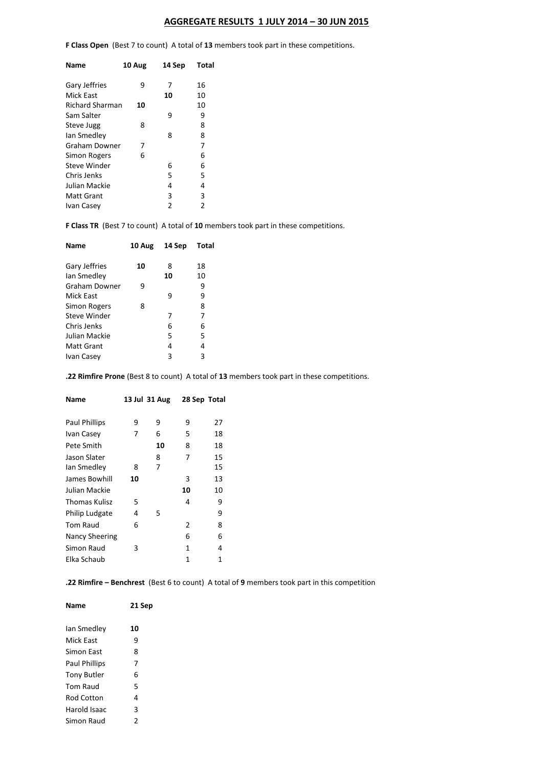## AGGREGATE RESULTS 1 JULY 2014 – 30 JUN 2015

**F Class Open** (Best 7 to count) A total of **13** members took part in these competitions.

| Name | 10 Aug | 14 Sep | Total |
|---|---|---|---|
| Gary Jeffries | 9 | 7 | 16 |
| Mick East | | **10** | 10 |
| Richard Sharman | **10** | | 10 |
| Sam Salter | | 9 | 9 |
| Steve Jugg | 8 | | 8 |
| Ian Smedley | | 8 | 8 |
| Graham Downer | 7 | | 7 |
| Simon Rogers | 6 | | 6 |
| Steve Winder | | 6 | 6 |
| Chris Jenks | | 5 | 5 |
| Julian Mackie | | 4 | 4 |
| Matt Grant | | 3 | 3 |
| Ivan Casey | | 2 | 2 |

**F Class TR** (Best 7 to count) A total of **10** members took part in these competitions.

| Name | 10 Aug | 14 Sep | Total |
|---|---|---|---|
| Gary Jeffries | **10** | 8 | 18 |
| Ian Smedley | | **10** | 10 |
| Graham Downer | 9 | | 9 |
| Mick East | | 9 | 9 |
| Simon Rogers | 8 | | 8 |
| Steve Winder | | 7 | 7 |
| Chris Jenks | | 6 | 6 |
| Julian Mackie | | 5 | 5 |
| Matt Grant | | 4 | 4 |
| Ivan Casey | | 3 | 3 |

**.22 Rimfire Prone** (Best 8 to count) A total of **13** members took part in these competitions.

| Name | 13 Jul | 31 Aug | 28 Sep | Total |
|---|---|---|---|---|
| Paul Phillips | 9 | 9 | 9 | 27 |
| Ivan Casey | 7 | 6 | 5 | 18 |
| Pete Smith | | **10** | 8 | 18 |
| Jason Slater | | 8 | 7 | 15 |
| Ian Smedley | 8 | 7 | | 15 |
| James Bowhill | **10** | | 3 | 13 |
| Julian Mackie | | | **10** | 10 |
| Thomas Kulisz | 5 | | 4 | 9 |
| Philip Ludgate | 4 | 5 | | 9 |
| Tom Raud | 6 | | 2 | 8 |
| Nancy Sheering | | | 6 | 6 |
| Simon Raud | 3 | | 1 | 4 |
| Elka Schaub | | | 1 | 1 |

**.22 Rimfire – Benchrest** (Best 6 to count) A total of **9** members took part in this competition

| Name | 21 Sep |
|---|---|
| Ian Smedley | **10** |
| Mick East | 9 |
| Simon East | 8 |
| Paul Phillips | 7 |
| Tony Butler | 6 |
| Tom Raud | 5 |
| Rod Cotton | 4 |
| Harold Isaac | 3 |
| Simon Raud | 2 |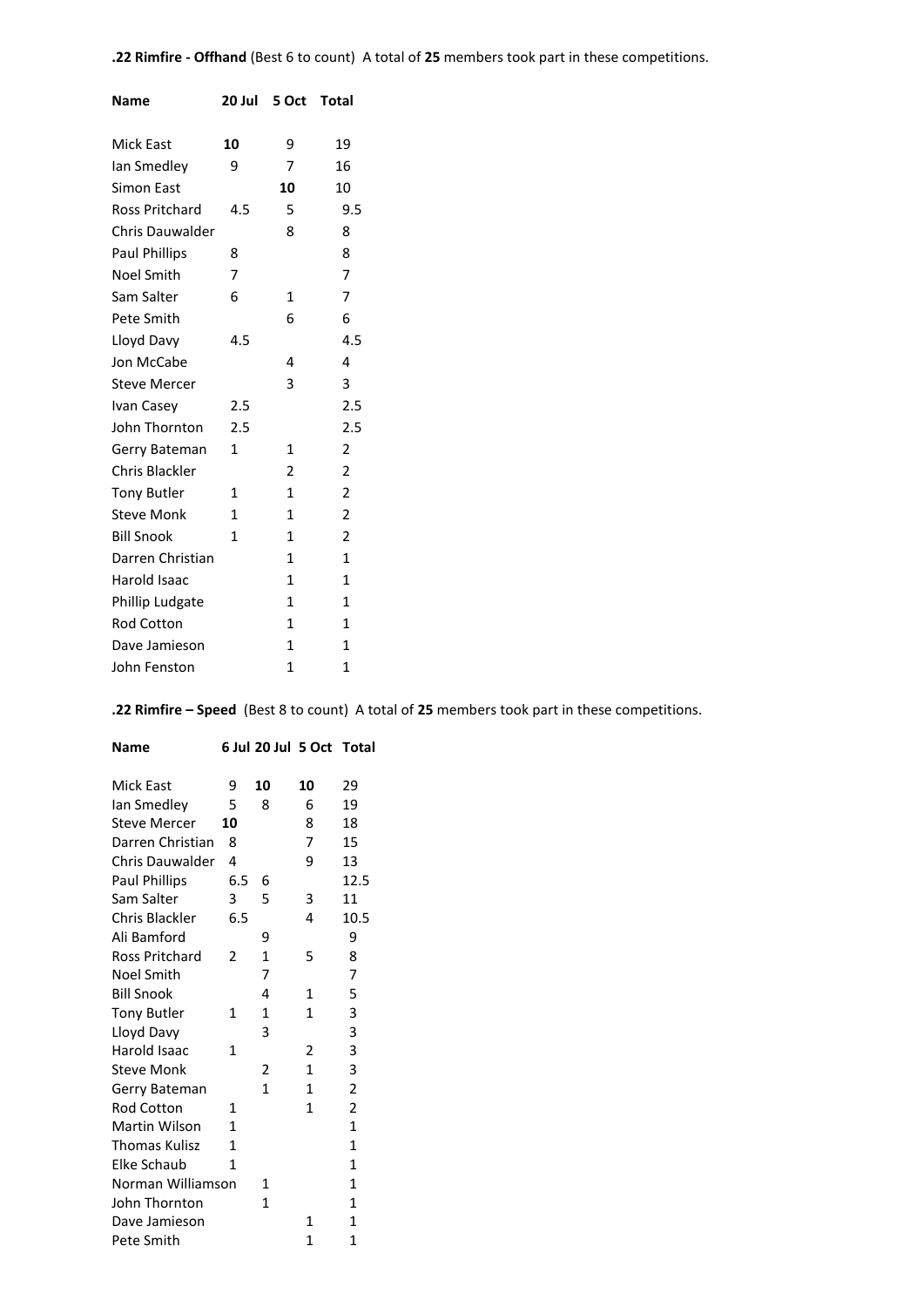**.22 Rimfire - Offhand** (Best 6 to count) A total of **25** members took part in these competitions.

| Name | 20 Jul | 5 Oct | Total |
|---|---|---|---|
| Mick East | **10** | 9 | 19 |
| Ian Smedley | 9 | 7 | 16 |
| Simon East | | **10** | 10 |
| Ross Pritchard | 4.5 | 5 | 9.5 |
| Chris Dauwalder | | 8 | 8 |
| Paul Phillips | 8 | | 8 |
| Noel Smith | 7 | | 7 |
| Sam Salter | 6 | 1 | 7 |
| Pete Smith | | 6 | 6 |
| Lloyd Davy | 4.5 | | 4.5 |
| Jon McCabe | | 4 | 4 |
| Steve Mercer | | 3 | 3 |
| Ivan Casey | 2.5 | | 2.5 |
| John Thornton | 2.5 | | 2.5 |
| Gerry Bateman | 1 | 1 | 2 |
| Chris Blackler | | 2 | 2 |
| Tony Butler | 1 | 1 | 2 |
| Steve Monk | 1 | 1 | 2 |
| Bill Snook | 1 | 1 | 2 |
| Darren Christian | | 1 | 1 |
| Harold Isaac | | 1 | 1 |
| Phillip Ludgate | | 1 | 1 |
| Rod Cotton | | 1 | 1 |
| Dave Jamieson | | 1 | 1 |
| John Fenston | | 1 | 1 |

**.22 Rimfire – Speed** (Best 8 to count) A total of **25** members took part in these competitions.

| Name | 6 Jul | 20 Jul | 5 Oct | Total |
|---|---|---|---|---|
| Mick East | 9 | **10** | **10** | 29 |
| Ian Smedley | 5 | 8 | 6 | 19 |
| Steve Mercer | **10** | | 8 | 18 |
| Darren Christian | 8 | | 7 | 15 |
| Chris Dauwalder | 4 | | 9 | 13 |
| Paul Phillips | 6.5 | 6 | | 12.5 |
| Sam Salter | 3 | 5 | 3 | 11 |
| Chris Blackler | 6.5 | | 4 | 10.5 |
| Ali Bamford | | 9 | | 9 |
| Ross Pritchard | 2 | 1 | 5 | 8 |
| Noel Smith | | 7 | | 7 |
| Bill Snook | | 4 | 1 | 5 |
| Tony Butler | 1 | 1 | 1 | 3 |
| Lloyd Davy | | 3 | | 3 |
| Harold Isaac | 1 | | 2 | 3 |
| Steve Monk | | 2 | 1 | 3 |
| Gerry Bateman | | 1 | 1 | 2 |
| Rod Cotton | 1 | | 1 | 2 |
| Martin Wilson | 1 | | | 1 |
| Thomas Kulisz | 1 | | | 1 |
| Elke Schaub | 1 | | | 1 |
| Norman Williamson | | 1 | | 1 |
| John Thornton | | 1 | | 1 |
| Dave Jamieson | | | 1 | 1 |
| Pete Smith | | | 1 | 1 |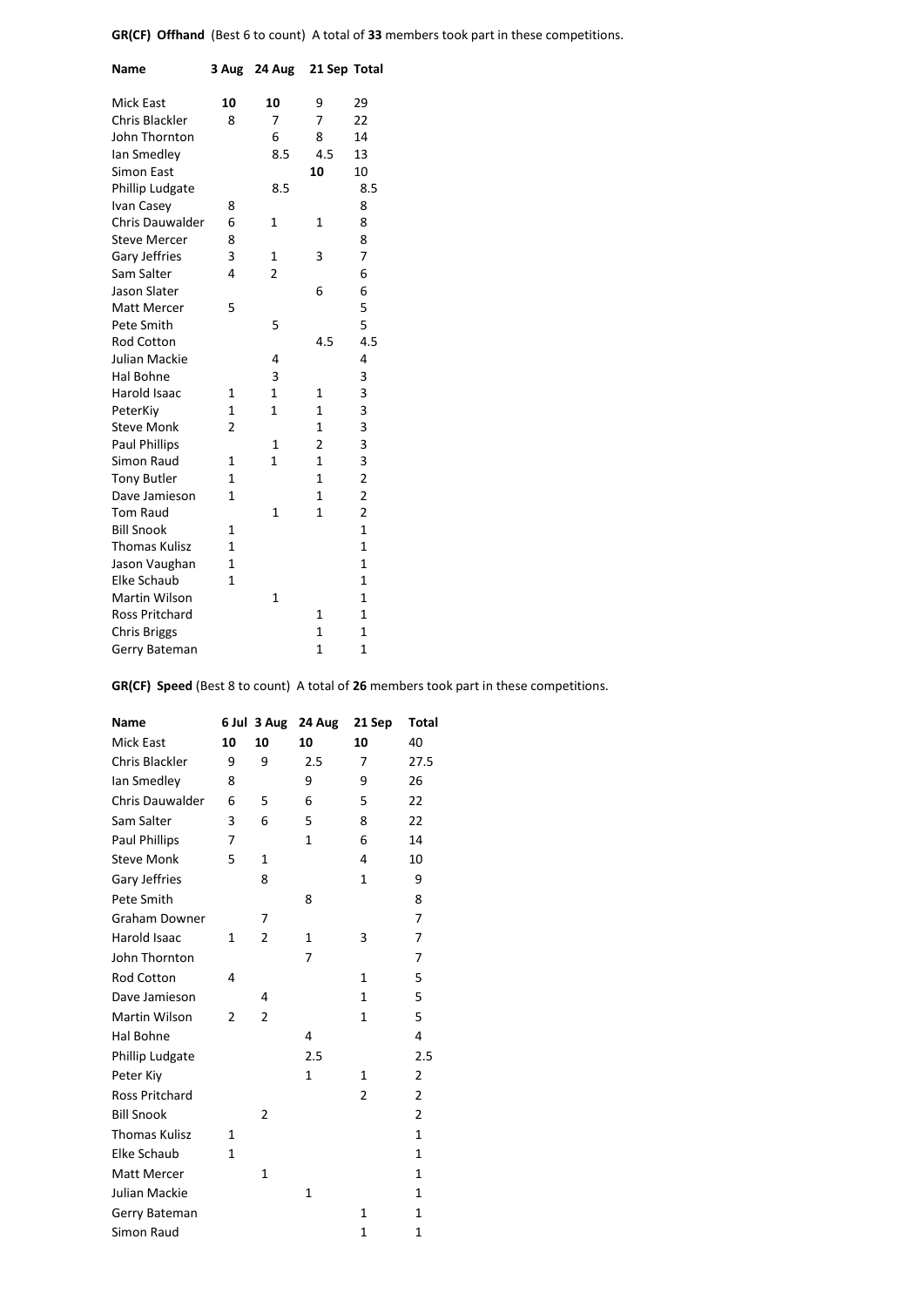**GR(CF) Offhand** (Best 6 to count) A total of **33** members took part in these competitions.

| Name | 3 Aug | 24 Aug | 21 Sep | Total |
|---|---|---|---|---|
| Mick East | **10** | **10** | 9 | 29 |
| Chris Blackler | 8 | 7 | 7 | 22 |
| John Thornton | | 6 | 8 | 14 |
| Ian Smedley | | 8.5 | 4.5 | 13 |
| Simon East | | | **10** | 10 |
| Phillip Ludgate | | 8.5 | | 8.5 |
| Ivan Casey | 8 | | | 8 |
| Chris Dauwalder | 6 | 1 | 1 | 8 |
| Steve Mercer | 8 | | | 8 |
| Gary Jeffries | 3 | 1 | 3 | 7 |
| Sam Salter | 4 | 2 | | 6 |
| Jason Slater | | | 6 | 6 |
| Matt Mercer | 5 | | | 5 |
| Pete Smith | | 5 | | 5 |
| Rod Cotton | | | 4.5 | 4.5 |
| Julian Mackie | | 4 | | 4 |
| Hal Bohne | | 3 | | 3 |
| Harold Isaac | 1 | 1 | 1 | 3 |
| PeterKiy | 1 | 1 | 1 | 3 |
| Steve Monk | 2 | | 1 | 3 |
| Paul Phillips | | 1 | 2 | 3 |
| Simon Raud | 1 | 1 | 1 | 3 |
| Tony Butler | 1 | | 1 | 2 |
| Dave Jamieson | 1 | | 1 | 2 |
| Tom Raud | | 1 | 1 | 2 |
| Bill Snook | 1 | | | 1 |
| Thomas Kulisz | 1 | | | 1 |
| Jason Vaughan | 1 | | | 1 |
| Elke Schaub | 1 | | | 1 |
| Martin Wilson | | 1 | | 1 |
| Ross Pritchard | | | 1 | 1 |
| Chris Briggs | | | 1 | 1 |
| Gerry Bateman | | | 1 | 1 |

**GR(CF) Speed** (Best 8 to count) A total of **26** members took part in these competitions.

| Name | 6 Jul | 3 Aug | 24 Aug | 21 Sep | Total |
|---|---|---|---|---|---|
| Mick East | **10** | **10** | **10** | **10** | 40 |
| Chris Blackler | 9 | 9 | 2.5 | 7 | 27.5 |
| Ian Smedley | 8 | | 9 | 9 | 26 |
| Chris Dauwalder | 6 | 5 | 6 | 5 | 22 |
| Sam Salter | 3 | 6 | 5 | 8 | 22 |
| Paul Phillips | 7 | | 1 | 6 | 14 |
| Steve Monk | 5 | 1 | | 4 | 10 |
| Gary Jeffries | | 8 | | 1 | 9 |
| Pete Smith | | | 8 | | 8 |
| Graham Downer | | 7 | | | 7 |
| Harold Isaac | 1 | 2 | 1 | 3 | 7 |
| John Thornton | | | 7 | | 7 |
| Rod Cotton | 4 | | | 1 | 5 |
| Dave Jamieson | | 4 | | 1 | 5 |
| Martin Wilson | 2 | 2 | | 1 | 5 |
| Hal Bohne | | | 4 | | 4 |
| Phillip Ludgate | | | 2.5 | | 2.5 |
| Peter Kiy | | | 1 | 1 | 2 |
| Ross Pritchard | | | | 2 | 2 |
| Bill Snook | | 2 | | | 2 |
| Thomas Kulisz | 1 | | | | 1 |
| Elke Schaub | 1 | | | | 1 |
| Matt Mercer | | 1 | | | 1 |
| Julian Mackie | | | 1 | | 1 |
| Gerry Bateman | | | | 1 | 1 |
| Simon Raud | | | | 1 | 1 |